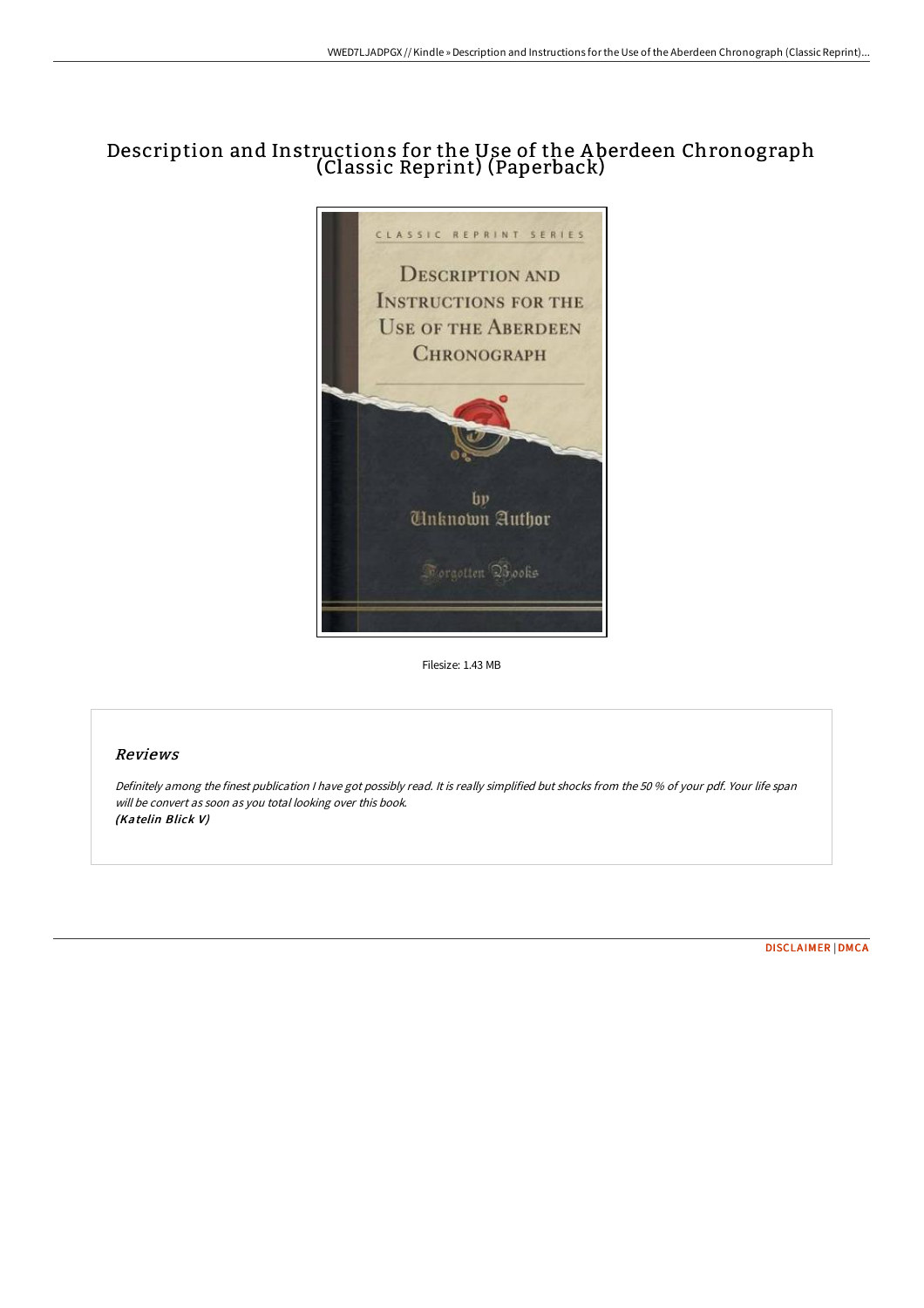# Description and Instructions for the Use of the Aberdeen Chronograph (Classic Reprint) (Paperback)

Filesize: 1.43 MB

## Reviews

*Definitely among the finest publication I have got possibly read. It is really simplified but shocks from the 50 % of your pdf. Your life span will be convert as soon as you total looking over this book.*
***(Katelin Blick V)***

DISCLAIMER | DMCA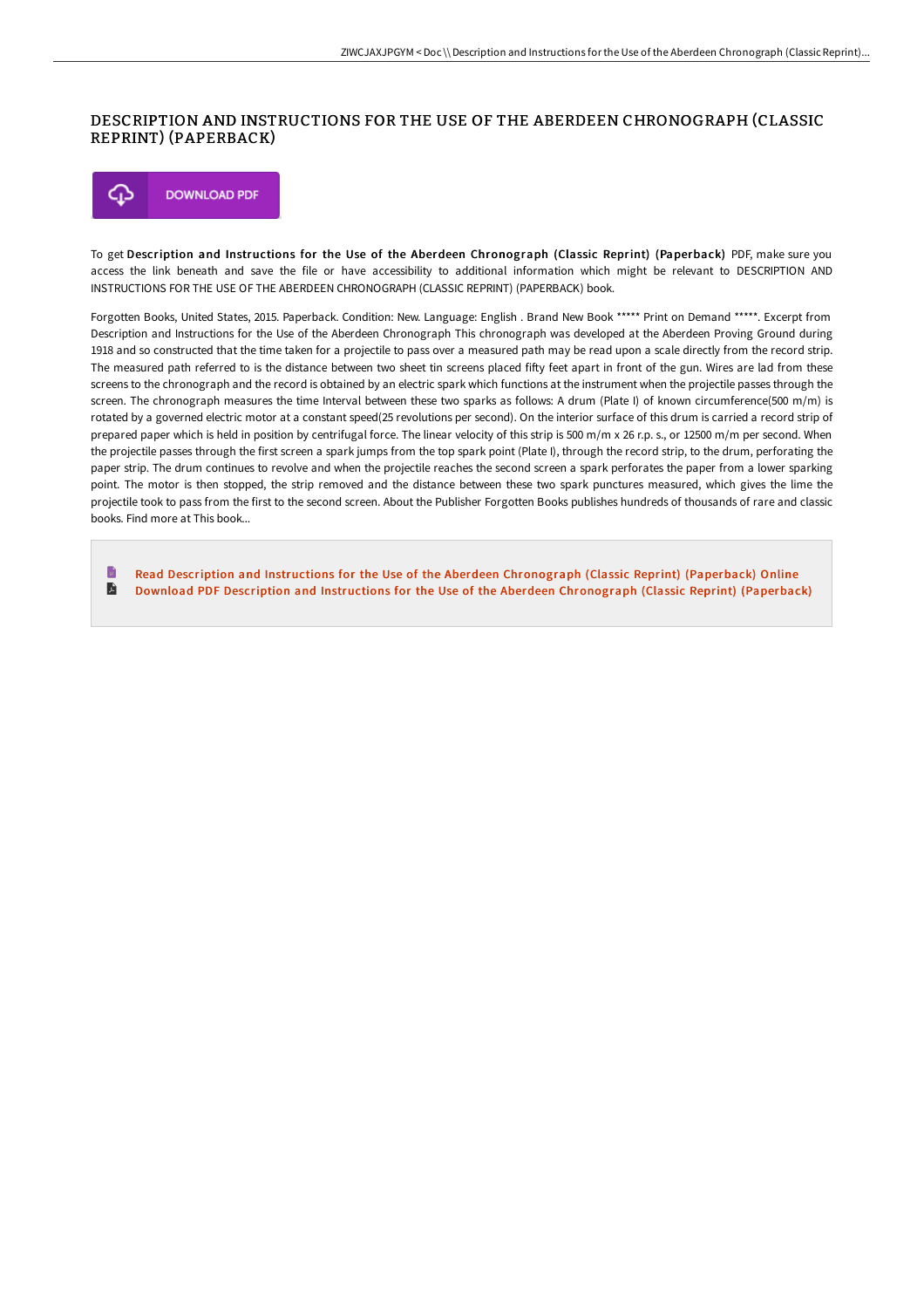# DESCRIPTION AND INSTRUCTIONS FOR THE USE OF THE ABERDEEN CHRONOGRAPH (CLASSIC REPRINT) (PAPERBACK)

DOWNLOAD PDF

To get **Description and Instructions for the Use of the Aberdeen Chronograph (Classic Reprint) (Paperback)** PDF, make sure you access the link beneath and save the file or have accessibility to additional information which might be relevant to DESCRIPTION AND INSTRUCTIONS FOR THE USE OF THE ABERDEEN CHRONOGRAPH (CLASSIC REPRINT) (PAPERBACK) book.

Forgotten Books, United States, 2015. Paperback. Condition: New. Language: English . Brand New Book ***** Print on Demand *****. Excerpt from Description and Instructions for the Use of the Aberdeen Chronograph This chronograph was developed at the Aberdeen Proving Ground during 1918 and so constructed that the time taken for a projectile to pass over a measured path may be read upon a scale directly from the record strip. The measured path referred to is the distance between two sheet tin screens placed fifty feet apart in front of the gun. Wires are lad from these screens to the chronograph and the record is obtained by an electric spark which functions at the instrument when the projectile passes through the screen. The chronograph measures the time Interval between these two sparks as follows: A drum (Plate I) of known circumference(500 m/m) is rotated by a governed electric motor at a constant speed(25 revolutions per second). On the interior surface of this drum is carried a record strip of prepared paper which is held in position by centrifugal force. The linear velocity of this strip is 500 m/m x 26 r.p. s., or 12500 m/m per second. When the projectile passes through the first screen a spark jumps from the top spark point (Plate I), through the record strip, to the drum, perforating the paper strip. The drum continues to revolve and when the projectile reaches the second screen a spark perforates the paper from a lower sparking point. The motor is then stopped, the strip removed and the distance between these two spark punctures measured, which gives the lime the projectile took to pass from the first to the second screen. About the Publisher Forgotten Books publishes hundreds of thousands of rare and classic books. Find more at This book...

- Read Description and Instructions for the Use of the Aberdeen Chronograph (Classic Reprint) (Paperback) Online
- Download PDF Description and Instructions for the Use of the Aberdeen Chronograph (Classic Reprint) (Paperback)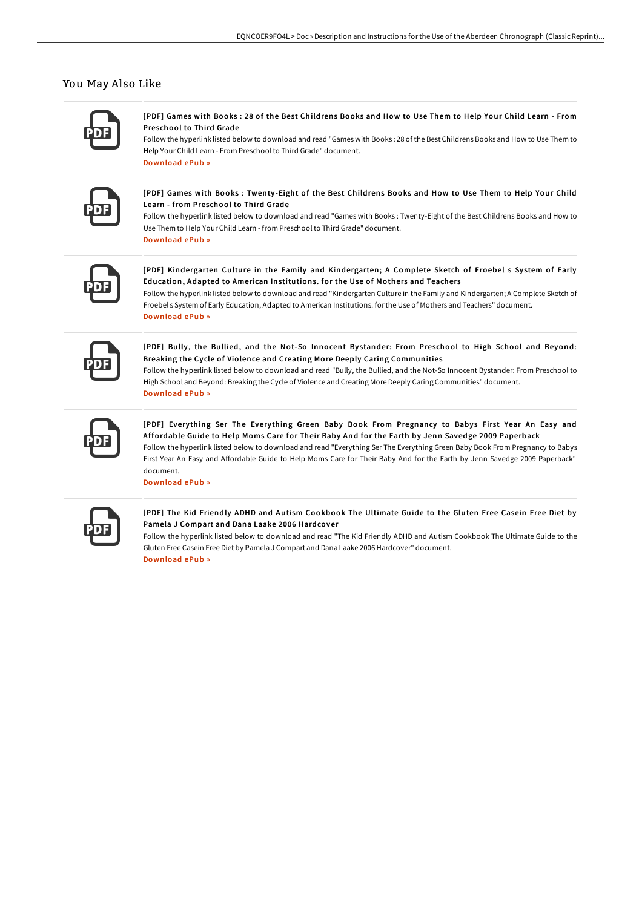## You May Also Like

**[PDF] Games with Books : 28 of the Best Childrens Books and How to Use Them to Help Your Child Learn - From Preschool to Third Grade**

Follow the hyperlink listed below to download and read "Games with Books : 28 of the Best Childrens Books and How to Use Them to Help Your Child Learn - From Preschool to Third Grade" document.

Download ePub »

**[PDF] Games with Books : Twenty-Eight of the Best Childrens Books and How to Use Them to Help Your Child Learn - from Preschool to Third Grade**

Follow the hyperlink listed below to download and read "Games with Books : Twenty-Eight of the Best Childrens Books and How to Use Them to Help Your Child Learn - from Preschool to Third Grade" document.

Download ePub »

**[PDF] Kindergarten Culture in the Family and Kindergarten; A Complete Sketch of Froebel s System of Early Education, Adapted to American Institutions. for the Use of Mothers and Teachers**

Follow the hyperlink listed below to download and read "Kindergarten Culture in the Family and Kindergarten; A Complete Sketch of Froebel s System of Early Education, Adapted to American Institutions. for the Use of Mothers and Teachers" document.

Download ePub »

**[PDF] Bully, the Bullied, and the Not-So Innocent Bystander: From Preschool to High School and Beyond: Breaking the Cycle of Violence and Creating More Deeply Caring Communities**

Follow the hyperlink listed below to download and read "Bully, the Bullied, and the Not-So Innocent Bystander: From Preschool to High School and Beyond: Breaking the Cycle of Violence and Creating More Deeply Caring Communities" document.

Download ePub »

**[PDF] Everything Ser The Everything Green Baby Book From Pregnancy to Babys First Year An Easy and Affordable Guide to Help Moms Care for Their Baby And for the Earth by Jenn Savedge 2009 Paperback**

Follow the hyperlink listed below to download and read "Everything Ser The Everything Green Baby Book From Pregnancy to Babys First Year An Easy and Affordable Guide to Help Moms Care for Their Baby And for the Earth by Jenn Savedge 2009 Paperback" document.

Download ePub »

**[PDF] The Kid Friendly ADHD and Autism Cookbook The Ultimate Guide to the Gluten Free Casein Free Diet by Pamela J Compart and Dana Laake 2006 Hardcover**

Follow the hyperlink listed below to download and read "The Kid Friendly ADHD and Autism Cookbook The Ultimate Guide to the Gluten Free Casein Free Diet by Pamela J Compart and Dana Laake 2006 Hardcover" document.

Download ePub »